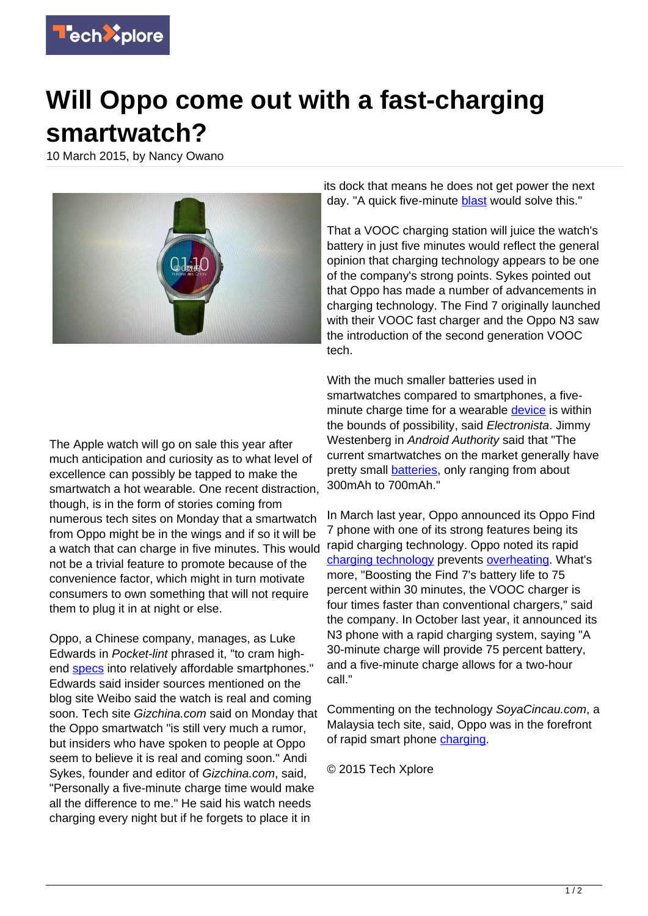# Will Oppo come out with a fast-charging smartwatch?

10 March 2015, by Nancy Owano

The Apple watch will go on sale this year after much anticipation and curiosity as to what level of excellence can possibly be tapped to make the smartwatch a hot wearable. One recent distraction, though, is in the form of stories coming from numerous tech sites on Monday that a smartwatch from Oppo might be in the wings and if so it will be a watch that can charge in five minutes. This would not be a trivial feature to promote because of the convenience factor, which might in turn motivate consumers to own something that will not require them to plug it in at night or else.

Oppo, a Chinese company, manages, as Luke Edwards in *Pocket-lint* phrased it, "to cram high-end specs into relatively affordable smartphones." Edwards said insider sources mentioned on the blog site Weibo said the watch is real and coming soon. Tech site *Gizchina.com* said on Monday that the Oppo smartwatch "is still very much a rumor, but insiders who have spoken to people at Oppo seem to believe it is real and coming soon." Andi Sykes, founder and editor of *Gizchina.com*, said, "Personally a five-minute charge time would make all the difference to me." He said his watch needs charging every night but if he forgets to place it in its dock that means he does not get power the next day. "A quick five-minute blast would solve this."

That a VOOC charging station will juice the watch's battery in just five minutes would reflect the general opinion that charging technology appears to be one of the company's strong points. Sykes pointed out that Oppo has made a number of advancements in charging technology. The Find 7 originally launched with their VOOC fast charger and the Oppo N3 saw the introduction of the second generation VOOC tech.

With the much smaller batteries used in smartwatches compared to smartphones, a five-minute charge time for a wearable device is within the bounds of possibility, said *Electronista*. Jimmy Westenberg in *Android Authority* said that "The current smartwatches on the market generally have pretty small batteries, only ranging from about 300mAh to 700mAh."

In March last year, Oppo announced its Oppo Find 7 phone with one of its strong features being its rapid charging technology. Oppo noted its rapid charging technology prevents overheating. What's more, "Boosting the Find 7's battery life to 75 percent within 30 minutes, the VOOC charger is four times faster than conventional chargers," said the company. In October last year, it announced its N3 phone with a rapid charging system, saying "A 30-minute charge will provide 75 percent battery, and a five-minute charge allows for a two-hour call."

Commenting on the technology *SoyaCincau.com*, a Malaysia tech site, said, Oppo was in the forefront of rapid smart phone charging.

© 2015 Tech Xplore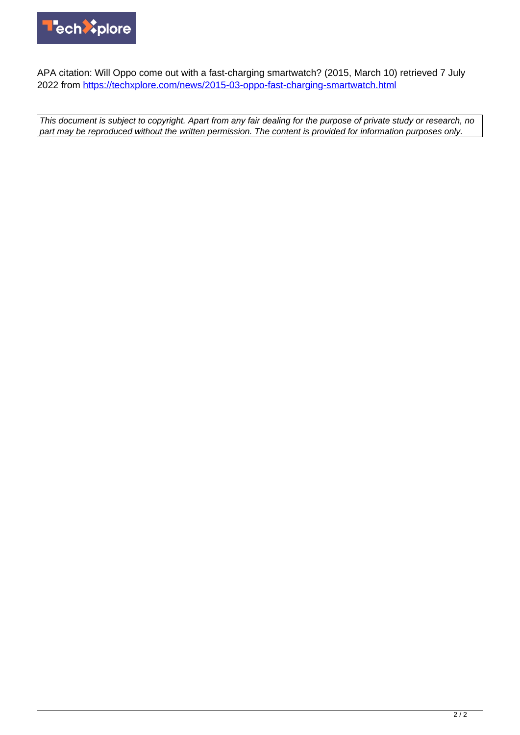APA citation: Will Oppo come out with a fast-charging smartwatch? (2015, March 10) retrieved 7 July 2022 from https://techxplore.com/news/2015-03-oppo-fast-charging-smartwatch.html

*This document is subject to copyright. Apart from any fair dealing for the purpose of private study or research, no part may be reproduced without the written permission. The content is provided for information purposes only.*